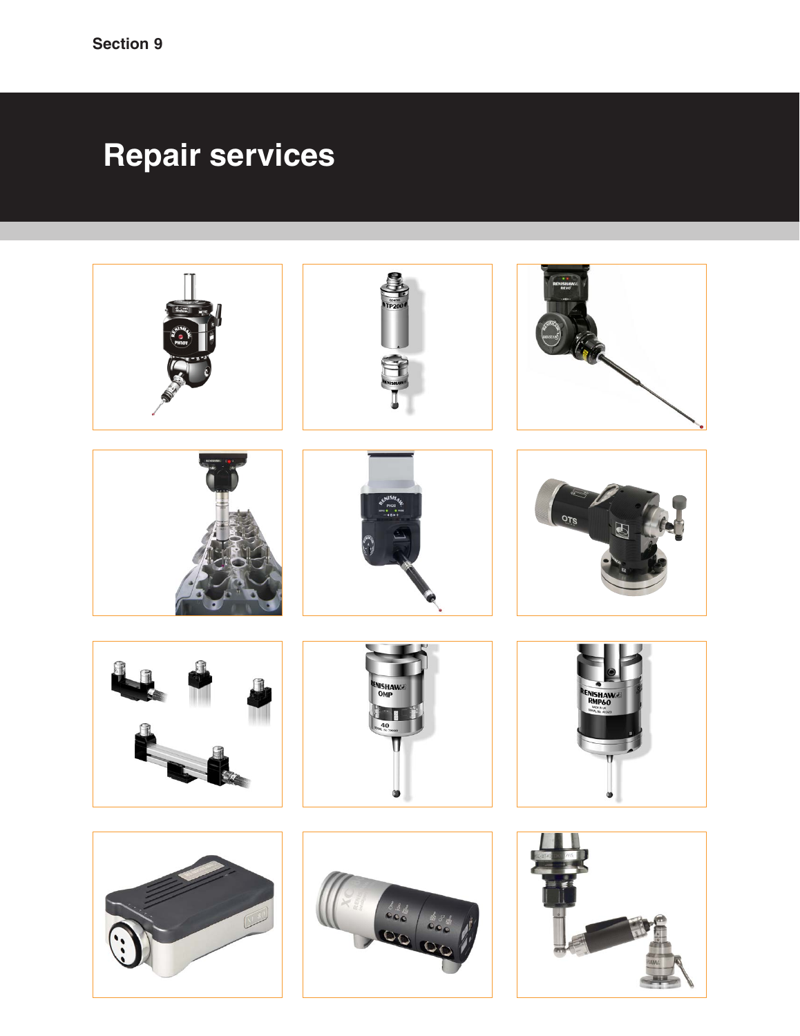Section 9

# Repair services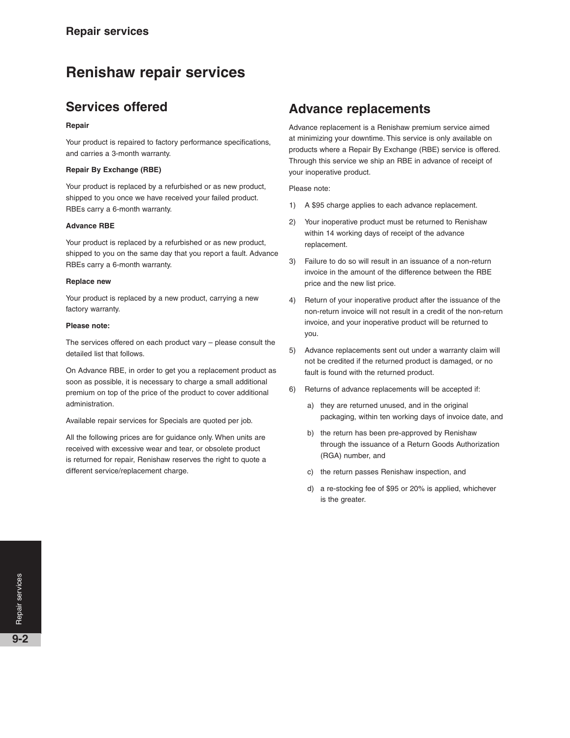# Renishaw repair services

## Services offered

**Repair**

Your product is repaired to factory performance specifications, and carries a 3-month warranty.

**Repair By Exchange (RBE)**

Your product is replaced by a refurbished or as new product, shipped to you once we have received your failed product. RBEs carry a 6-month warranty.

**Advance RBE**

Your product is replaced by a refurbished or as new product, shipped to you on the same day that you report a fault. Advance RBEs carry a 6-month warranty.

**Replace new**

Your product is replaced by a new product, carrying a new factory warranty.

**Please note:**

The services offered on each product vary – please consult the detailed list that follows.

On Advance RBE, in order to get you a replacement product as soon as possible, it is necessary to charge a small additional premium on top of the price of the product to cover additional administration.

Available repair services for Specials are quoted per job.

All the following prices are for guidance only. When units are received with excessive wear and tear, or obsolete product is returned for repair, Renishaw reserves the right to quote a different service/replacement charge.

## Advance replacements

Advance replacement is a Renishaw premium service aimed at minimizing your downtime. This service is only available on products where a Repair By Exchange (RBE) service is offered. Through this service we ship an RBE in advance of receipt of your inoperative product.

Please note:

1) A $95 charge applies to each advance replacement.
2) Your inoperative product must be returned to Renishaw within 14 working days of receipt of the advance replacement.
3) Failure to do so will result in an issuance of a non-return invoice in the amount of the difference between the RBE price and the new list price.
4) Return of your inoperative product after the issuance of the non-return invoice will not result in a credit of the non-return invoice, and your inoperative product will be returned to you.
5) Advance replacements sent out under a warranty claim will not be credited if the returned product is damaged, or no fault is found with the returned product.
6) Returns of advance replacements will be accepted if:
   a) they are returned unused, and in the original packaging, within ten working days of invoice date, and
   b) the return has been pre-approved by Renishaw through the issuance of a Return Goods Authorization (RGA) number, and
   c) the return passes Renishaw inspection, and
   d) a re-stocking fee of $95 or 20% is applied, whichever is the greater.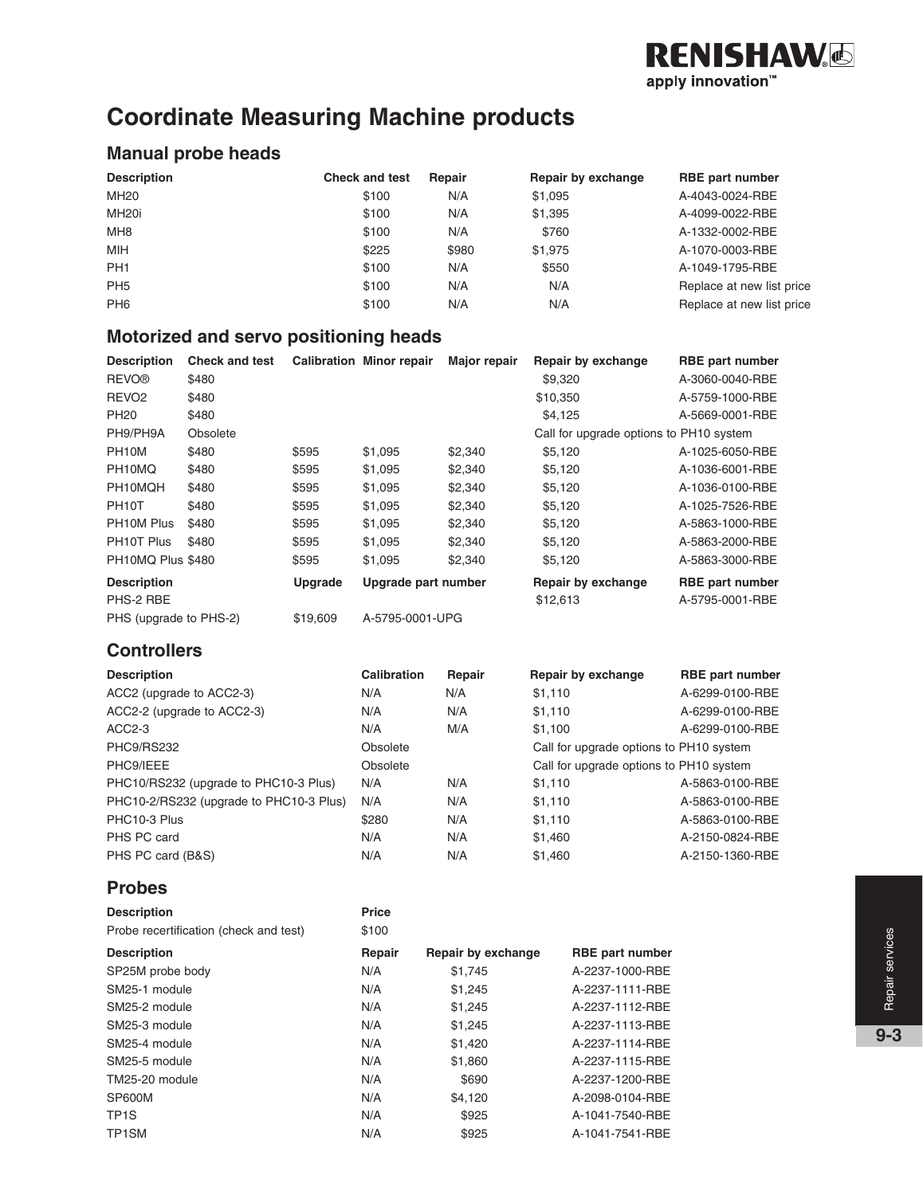# Coordinate Measuring Machine products

## Manual probe heads

| Description | Check and test | Repair | Repair by exchange | RBE part number |
|---|---|---|---|---|
| MH20 | $100 | N/A | $1,095 | A-4043-0024-RBE |
| MH20i | $100 | N/A | $1,395 | A-4099-0022-RBE |
| MH8 | $100 | N/A | $760 | A-1332-0002-RBE |
| MIH | $225 | $980 | $1,975 | A-1070-0003-RBE |
| PH1 | $100 | N/A | $550 | A-1049-1795-RBE |
| PH5 | $100 | N/A | N/A | Replace at new list price |
| PH6 | $100 | N/A | N/A | Replace at new list price |

## Motorized and servo positioning heads

| Description | Check and test | Calibration | Minor repair | Major repair | Repair by exchange | RBE part number |
|---|---|---|---|---|---|---|
| REVO® | $480 | | | | $9,320 | A-3060-0040-RBE |
| REVO2 | $480 | | | | $10,350 | A-5759-1000-RBE |
| PH20 | $480 | | | | $4,125 | A-5669-0001-RBE |
| PH9/PH9A | Obsolete | | | | Call for upgrade options to PH10 system | |
| PH10M | $480 | $595 | $1,095 | $2,340 | $5,120 | A-1025-6050-RBE |
| PH10MQ | $480 | $595 | $1,095 | $2,340 | $5,120 | A-1036-6001-RBE |
| PH10MQH | $480 | $595 | $1,095 | $2,340 | $5,120 | A-1036-0100-RBE |
| PH10T | $480 | $595 | $1,095 | $2,340 | $5,120 | A-1025-7526-RBE |
| PH10M Plus | $480 | $595 | $1,095 | $2,340 | $5,120 | A-5863-1000-RBE |
| PH10T Plus | $480 | $595 | $1,095 | $2,340 | $5,120 | A-5863-2000-RBE |
| PH10MQ Plus | $480 | $595 | $1,095 | $2,340 | $5,120 | A-5863-3000-RBE |

| Description | Upgrade | Upgrade part number | Repair by exchange | RBE part number |
|---|---|---|---|---|
| PHS-2 RBE | | | $12,613 | A-5795-0001-RBE |
| PHS (upgrade to PHS-2) | $19,609 | A-5795-0001-UPG | | |

## Controllers

| Description | Calibration | Repair | Repair by exchange | RBE part number |
|---|---|---|---|---|
| ACC2 (upgrade to ACC2-3) | N/A | N/A | $1,110 | A-6299-0100-RBE |
| ACC2-2 (upgrade to ACC2-3) | N/A | N/A | $1,110 | A-6299-0100-RBE |
| ACC2-3 | N/A | M/A | $1,100 | A-6299-0100-RBE |
| PHC9/RS232 | Obsolete | | Call for upgrade options to PH10 system | |
| PHC9/IEEE | Obsolete | | Call for upgrade options to PH10 system | |
| PHC10/RS232 (upgrade to PHC10-3 Plus) | N/A | N/A | $1,110 | A-5863-0100-RBE |
| PHC10-2/RS232 (upgrade to PHC10-3 Plus) | N/A | N/A | $1,110 | A-5863-0100-RBE |
| PHC10-3 Plus | $280 | N/A | $1,110 | A-5863-0100-RBE |
| PHS PC card | N/A | N/A | $1,460 | A-2150-0824-RBE |
| PHS PC card (B&S) | N/A | N/A | $1,460 | A-2150-1360-RBE |

## Probes

| Description | Price |
|---|---|
| Probe recertification (check and test) | $100 |

| Description | Repair | Repair by exchange | RBE part number |
|---|---|---|---|
| SP25M probe body | N/A | $1,745 | A-2237-1000-RBE |
| SM25-1 module | N/A | $1,245 | A-2237-1111-RBE |
| SM25-2 module | N/A | $1,245 | A-2237-1112-RBE |
| SM25-3 module | N/A | $1,245 | A-2237-1113-RBE |
| SM25-4 module | N/A | $1,420 | A-2237-1114-RBE |
| SM25-5 module | N/A | $1,860 | A-2237-1115-RBE |
| TM25-20 module | N/A | $690 | A-2237-1200-RBE |
| SP600M | N/A | $4,120 | A-2098-0104-RBE |
| TP1S | N/A | $925 | A-1041-7540-RBE |
| TP1SM | N/A | $925 | A-1041-7541-RBE |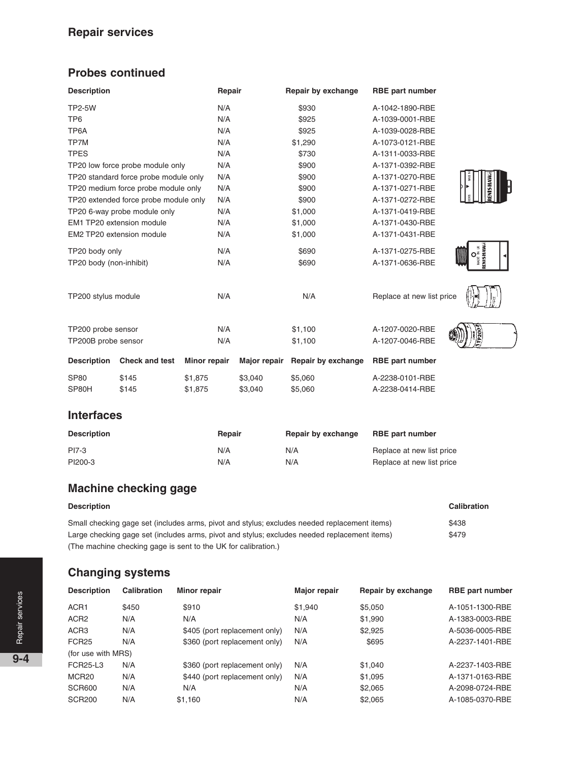## Repair services

### Probes continued

| Description | Repair | Repair by exchange | RBE part number |
|---|---|---|---|
| TP2-5W | N/A | $930 | A-1042-1890-RBE |
| TP6 | N/A | $925 | A-1039-0001-RBE |
| TP6A | N/A | $925 | A-1039-0028-RBE |
| TP7M | N/A | $1,290 | A-1073-0121-RBE |
| TPES | N/A | $730 | A-1311-0033-RBE |
| TP20 low force probe module only | N/A | $900 | A-1371-0392-RBE |
| TP20 standard force probe module only | N/A | $900 | A-1371-0270-RBE |
| TP20 medium force probe module only | N/A | $900 | A-1371-0271-RBE |
| TP20 extended force probe module only | N/A | $900 | A-1371-0272-RBE |
| TP20 6-way probe module only | N/A | $1,000 | A-1371-0419-RBE |
| EM1 TP20 extension module | N/A | $1,000 | A-1371-0430-RBE |
| EM2 TP20 extension module | N/A | $1,000 | A-1371-0431-RBE |
| TP20 body only | N/A | $690 | A-1371-0275-RBE |
| TP20 body (non-inhibit) | N/A | $690 | A-1371-0636-RBE |
| TP200 stylus module | N/A | N/A | Replace at new list price |
| TP200 probe sensor | N/A | $1,100 | A-1207-0020-RBE |
| TP200B probe sensor | N/A | $1,100 | A-1207-0046-RBE |

| Description | Check and test | Minor repair | Major repair | Repair by exchange | RBE part number |
|---|---|---|---|---|---|
| SP80 | $145 | $1,875 | $3,040 | $5,060 | A-2238-0101-RBE |
| SP80H | $145 | $1,875 | $3,040 | $5,060 | A-2238-0414-RBE |

### Interfaces

| Description | Repair | Repair by exchange | RBE part number |
|---|---|---|---|
| PI7-3 | N/A | N/A | Replace at new list price |
| PI200-3 | N/A | N/A | Replace at new list price |

### Machine checking gage

| Description | Calibration |
|---|---|
| Small checking gage set (includes arms, pivot and stylus; excludes needed replacement items) | $438 |
| Large checking gage set (includes arms, pivot and stylus; excludes needed replacement items) | $479 |

(The machine checking gage is sent to the UK for calibration.)

### Changing systems

| Description | Calibration | Minor repair | Major repair | Repair by exchange | RBE part number |
|---|---|---|---|---|---|
| ACR1 | $450 | $910 | $1,940 | $5,050 | A-1051-1300-RBE |
| ACR2 | N/A | N/A | N/A | $1,990 | A-1383-0003-RBE |
| ACR3 | N/A | $405 (port replacement only) | N/A | $2,925 | A-5036-0005-RBE |
| FCR25 (for use with MRS) | N/A | $360 (port replacement only) | N/A | $695 | A-2237-1401-RBE |
| FCR25-L3 | N/A | $360 (port replacement only) | N/A | $1,040 | A-2237-1403-RBE |
| MCR20 | N/A | $440 (port replacement only) | N/A | $1,095 | A-1371-0163-RBE |
| SCR600 | N/A | N/A | N/A | $2,065 | A-2098-0724-RBE |
| SCR200 | N/A | $1,160 | N/A | $2,065 | A-1085-0370-RBE |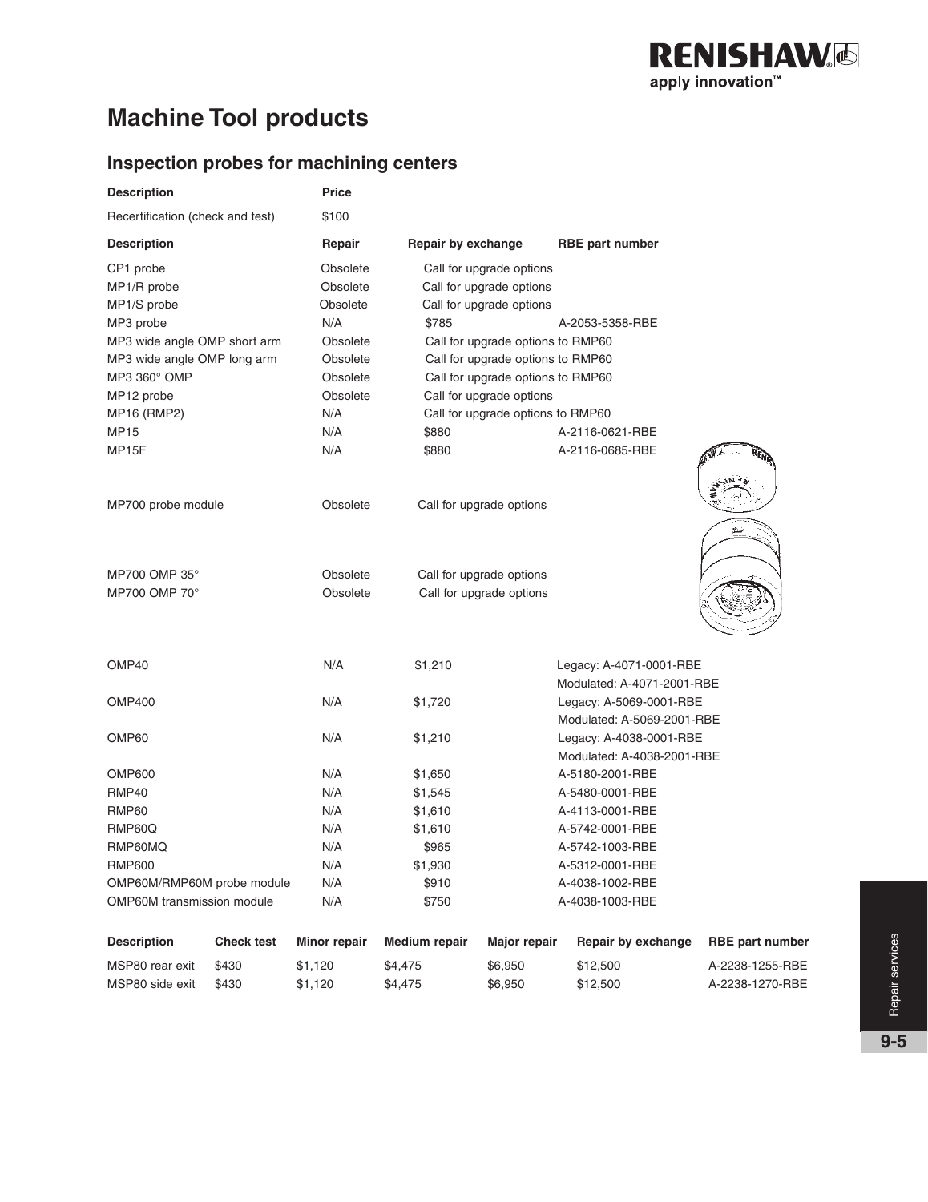# Machine Tool products

## Inspection probes for machining centers

| Description | Price |
|---|---|
| Recertification (check and test) | $100 |

| Description | Repair | Repair by exchange | RBE part number |
|---|---|---|---|
| CP1 probe | Obsolete | Call for upgrade options | |
| MP1/R probe | Obsolete | Call for upgrade options | |
| MP1/S probe | Obsolete | Call for upgrade options | |
| MP3 probe | N/A | $785 | A-2053-5358-RBE |
| MP3 wide angle OMP short arm | Obsolete | Call for upgrade options to RMP60 | |
| MP3 wide angle OMP long arm | Obsolete | Call for upgrade options to RMP60 | |
| MP3 360° OMP | Obsolete | Call for upgrade options to RMP60 | |
| MP12 probe | Obsolete | Call for upgrade options | |
| MP16 (RMP2) | N/A | Call for upgrade options to RMP60 | |
| MP15 | N/A | $880 | A-2116-0621-RBE |
| MP15F | N/A | $880 | A-2116-0685-RBE |
| MP700 probe module | Obsolete | Call for upgrade options | |
| MP700 OMP 35° | Obsolete | Call for upgrade options | |
| MP700 OMP 70° | Obsolete | Call for upgrade options | |
| OMP40 | N/A | $1,210 | Legacy: A-4071-0001-RBE<br>Modulated: A-4071-2001-RBE |
| OMP400 | N/A | $1,720 | Legacy: A-5069-0001-RBE<br>Modulated: A-5069-2001-RBE |
| OMP60 | N/A | $1,210 | Legacy: A-4038-0001-RBE<br>Modulated: A-4038-2001-RBE |
| OMP600 | N/A | $1,650 | A-5180-2001-RBE |
| RMP40 | N/A | $1,545 | A-5480-0001-RBE |
| RMP60 | N/A | $1,610 | A-4113-0001-RBE |
| RMP60Q | N/A | $1,610 | A-5742-0001-RBE |
| RMP60MQ | N/A | $965 | A-5742-1003-RBE |
| RMP600 | N/A | $1,930 | A-5312-0001-RBE |
| OMP60M/RMP60M probe module | N/A | $910 | A-4038-1002-RBE |
| OMP60M transmission module | N/A | $750 | A-4038-1003-RBE |

| Description | Check test | Minor repair | Medium repair | Major repair | Repair by exchange | RBE part number |
|---|---|---|---|---|---|---|
| MSP80 rear exit | $430 | $1,120 | $4,475 | $6,950 | $12,500 | A-2238-1255-RBE |
| MSP80 side exit | $430 | $1,120 | $4,475 | $6,950 | $12,500 | A-2238-1270-RBE |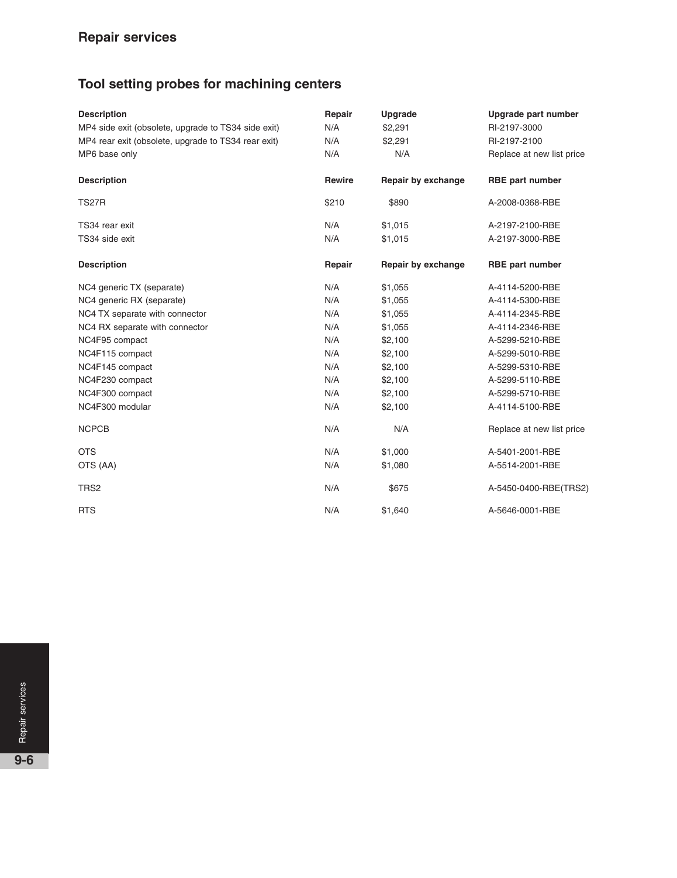## Repair services

### Tool setting probes for machining centers

| Description | Repair | Upgrade | Upgrade part number |
|---|---|---|---|
| MP4 side exit (obsolete, upgrade to TS34 side exit) | N/A | $2,291 | RI-2197-3000 |
| MP4 rear exit (obsolete, upgrade to TS34 rear exit) | N/A | $2,291 | RI-2197-2100 |
| MP6 base only | N/A | N/A | Replace at new list price |

| Description | Rewire | Repair by exchange | RBE part number |
|---|---|---|---|
| TS27R | $210 | $890 | A-2008-0368-RBE |
| TS34 rear exit | N/A | $1,015 | A-2197-2100-RBE |
| TS34 side exit | N/A | $1,015 | A-2197-3000-RBE |

| Description | Repair | Repair by exchange | RBE part number |
|---|---|---|---|
| NC4 generic TX (separate) | N/A | $1,055 | A-4114-5200-RBE |
| NC4 generic RX (separate) | N/A | $1,055 | A-4114-5300-RBE |
| NC4 TX separate with connector | N/A | $1,055 | A-4114-2345-RBE |
| NC4 RX separate with connector | N/A | $1,055 | A-4114-2346-RBE |
| NC4F95 compact | N/A | $2,100 | A-5299-5210-RBE |
| NC4F115 compact | N/A | $2,100 | A-5299-5010-RBE |
| NC4F145 compact | N/A | $2,100 | A-5299-5310-RBE |
| NC4F230 compact | N/A | $2,100 | A-5299-5110-RBE |
| NC4F300 compact | N/A | $2,100 | A-5299-5710-RBE |
| NC4F300 modular | N/A | $2,100 | A-4114-5100-RBE |
| NCPCB | N/A | N/A | Replace at new list price |
| OTS | N/A | $1,000 | A-5401-2001-RBE |
| OTS (AA) | N/A | $1,080 | A-5514-2001-RBE |
| TRS2 | N/A | $675 | A-5450-0400-RBE(TRS2) |
| RTS | N/A | $1,640 | A-5646-0001-RBE |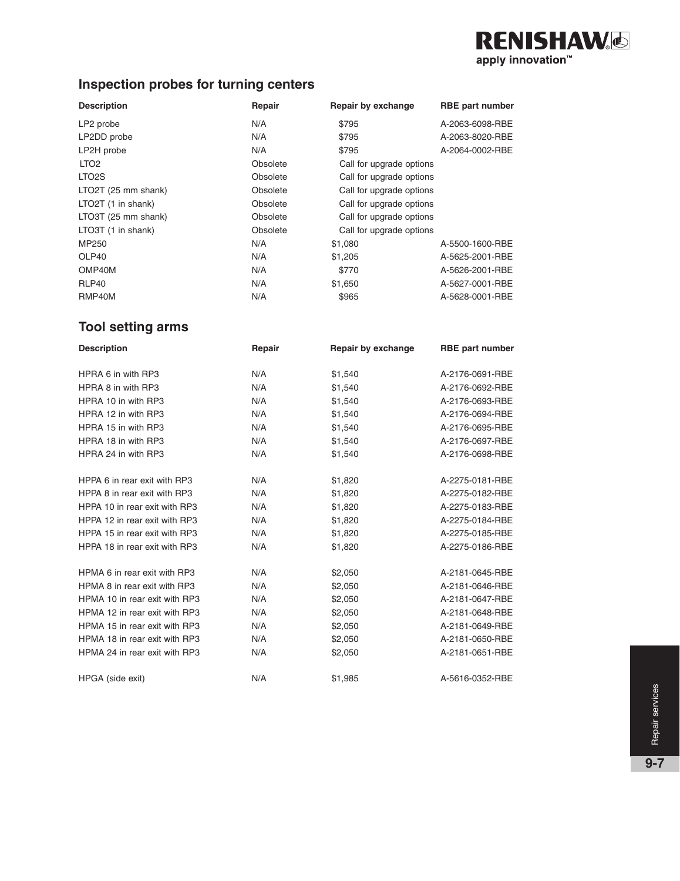## Inspection probes for turning centers

| Description | Repair | Repair by exchange | RBE part number |
|---|---|---|---|
| LP2 probe | N/A | $795 | A-2063-6098-RBE |
| LP2DD probe | N/A | $795 | A-2063-8020-RBE |
| LP2H probe | N/A | $795 | A-2064-0002-RBE |
| LTO2 | Obsolete | Call for upgrade options | |
| LTO2S | Obsolete | Call for upgrade options | |
| LTO2T (25 mm shank) | Obsolete | Call for upgrade options | |
| LTO2T (1 in shank) | Obsolete | Call for upgrade options | |
| LTO3T (25 mm shank) | Obsolete | Call for upgrade options | |
| LTO3T (1 in shank) | Obsolete | Call for upgrade options | |
| MP250 | N/A | $1,080 | A-5500-1600-RBE |
| OLP40 | N/A | $1,205 | A-5625-2001-RBE |
| OMP40M | N/A | $770 | A-5626-2001-RBE |
| RLP40 | N/A | $1,650 | A-5627-0001-RBE |
| RMP40M | N/A | $965 | A-5628-0001-RBE |

## Tool setting arms

| Description | Repair | Repair by exchange | RBE part number |
|---|---|---|---|
| HPRA 6 in with RP3 | N/A | $1,540 | A-2176-0691-RBE |
| HPRA 8 in with RP3 | N/A | $1,540 | A-2176-0692-RBE |
| HPRA 10 in with RP3 | N/A | $1,540 | A-2176-0693-RBE |
| HPRA 12 in with RP3 | N/A | $1,540 | A-2176-0694-RBE |
| HPRA 15 in with RP3 | N/A | $1,540 | A-2176-0695-RBE |
| HPRA 18 in with RP3 | N/A | $1,540 | A-2176-0697-RBE |
| HPRA 24 in with RP3 | N/A | $1,540 | A-2176-0698-RBE |
| HPPA 6 in rear exit with RP3 | N/A | $1,820 | A-2275-0181-RBE |
| HPPA 8 in rear exit with RP3 | N/A | $1,820 | A-2275-0182-RBE |
| HPPA 10 in rear exit with RP3 | N/A | $1,820 | A-2275-0183-RBE |
| HPPA 12 in rear exit with RP3 | N/A | $1,820 | A-2275-0184-RBE |
| HPPA 15 in rear exit with RP3 | N/A | $1,820 | A-2275-0185-RBE |
| HPPA 18 in rear exit with RP3 | N/A | $1,820 | A-2275-0186-RBE |
| HPMA 6 in rear exit with RP3 | N/A | $2,050 | A-2181-0645-RBE |
| HPMA 8 in rear exit with RP3 | N/A | $2,050 | A-2181-0646-RBE |
| HPMA 10 in rear exit with RP3 | N/A | $2,050 | A-2181-0647-RBE |
| HPMA 12 in rear exit with RP3 | N/A | $2,050 | A-2181-0648-RBE |
| HPMA 15 in rear exit with RP3 | N/A | $2,050 | A-2181-0649-RBE |
| HPMA 18 in rear exit with RP3 | N/A | $2,050 | A-2181-0650-RBE |
| HPMA 24 in rear exit with RP3 | N/A | $2,050 | A-2181-0651-RBE |
| HPGA (side exit) | N/A | $1,985 | A-5616-0352-RBE |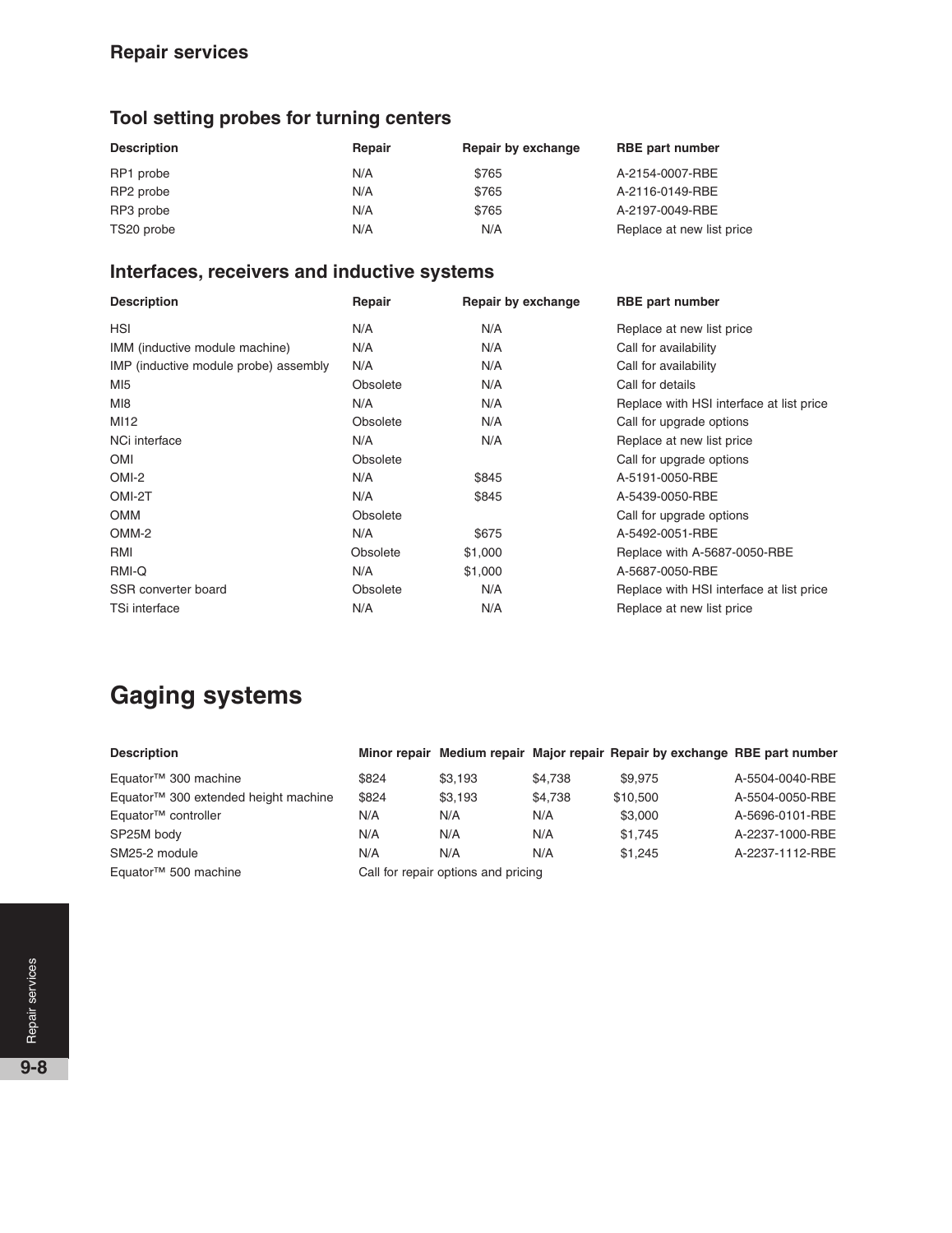## Repair services

### Tool setting probes for turning centers

| Description | Repair | Repair by exchange | RBE part number |
|---|---|---|---|
| RP1 probe | N/A | $765 | A-2154-0007-RBE |
| RP2 probe | N/A | $765 | A-2116-0149-RBE |
| RP3 probe | N/A | $765 | A-2197-0049-RBE |
| TS20 probe | N/A | N/A | Replace at new list price |

### Interfaces, receivers and inductive systems

| Description | Repair | Repair by exchange | RBE part number |
|---|---|---|---|
| HSI | N/A | N/A | Replace at new list price |
| IMM (inductive module machine) | N/A | N/A | Call for availability |
| IMP (inductive module probe) assembly | N/A | N/A | Call for availability |
| MI5 | Obsolete | N/A | Call for details |
| MI8 | N/A | N/A | Replace with HSI interface at list price |
| MI12 | Obsolete | N/A | Call for upgrade options |
| NCi interface | N/A | N/A | Replace at new list price |
| OMI | Obsolete | | Call for upgrade options |
| OMI-2 | N/A | $845 | A-5191-0050-RBE |
| OMI-2T | N/A | $845 | A-5439-0050-RBE |
| OMM | Obsolete | | Call for upgrade options |
| OMM-2 | N/A | $675 | A-5492-0051-RBE |
| RMI | Obsolete | $1,000 | Replace with A-5687-0050-RBE |
| RMI-Q | N/A | $1,000 | A-5687-0050-RBE |
| SSR converter board | Obsolete | N/A | Replace with HSI interface at list price |
| TSi interface | N/A | N/A | Replace at new list price |

# Gaging systems

| Description | Minor repair | Medium repair | Major repair | Repair by exchange | RBE part number |
|---|---|---|---|---|---|
| Equator™ 300 machine | $824 | $3,193 | $4,738 | $9,975 | A-5504-0040-RBE |
| Equator™ 300 extended height machine | $824 | $3,193 | $4,738 | $10,500 | A-5504-0050-RBE |
| Equator™ controller | N/A | N/A | N/A | $3,000 | A-5696-0101-RBE |
| SP25M body | N/A | N/A | N/A | $1,745 | A-2237-1000-RBE |
| SM25-2 module | N/A | N/A | N/A | $1,245 | A-2237-1112-RBE |
| Equator™ 500 machine | Call for repair options and pricing | | | | |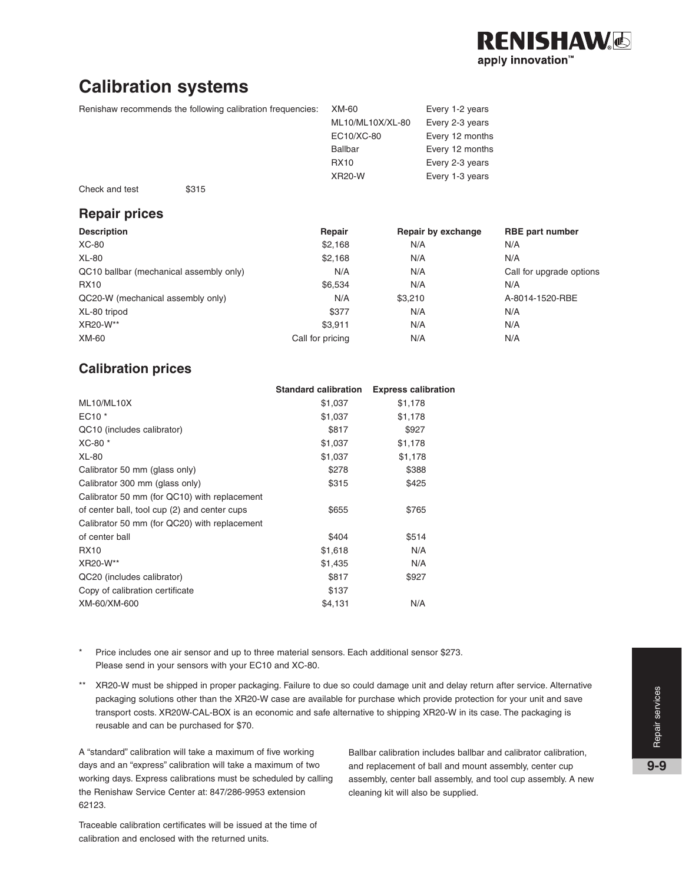# Calibration systems

Renishaw recommends the following calibration frequencies:

| | |
|---|---|
| XM-60 | Every 1-2 years |
| ML10/ML10X/XL-80 | Every 2-3 years |
| EC10/XC-80 | Every 12 months |
| Ballbar | Every 12 months |
| RX10 | Every 2-3 years |
| XR20-W | Every 1-3 years |

Check and test $315

## Repair prices

| Description | Repair | Repair by exchange | RBE part number |
|---|---|---|---|
| XC-80 | $2,168 | N/A | N/A |
| XL-80 | $2,168 | N/A | N/A |
| QC10 ballbar (mechanical assembly only) | N/A | N/A | Call for upgrade options |
| RX10 | $6,534 | N/A | N/A |
| QC20-W (mechanical assembly only) | N/A | $3,210 | A-8014-1520-RBE |
| XL-80 tripod | $377 | N/A | N/A |
| XR20-W** | $3,911 | N/A | N/A |
| XM-60 | Call for pricing | N/A | N/A |

## Calibration prices

| | Standard calibration | Express calibration |
|---|---|---|
| ML10/ML10X | $1,037 | $1,178 |
| EC10 * | $1,037 | $1,178 |
| QC10 (includes calibrator) | $817 | $927 |
| XC-80 * | $1,037 | $1,178 |
| XL-80 | $1,037 | $1,178 |
| Calibrator 50 mm (glass only) | $278 | $388 |
| Calibrator 300 mm (glass only) | $315 | $425 |
| Calibrator 50 mm (for QC10) with replacement of center ball, tool cup (2) and center cups | $655 | $765 |
| Calibrator 50 mm (for QC20) with replacement of center ball | $404 | $514 |
| RX10 | $1,618 | N/A |
| XR20-W** | $1,435 | N/A |
| QC20 (includes calibrator) | $817 | $927 |
| Copy of calibration certificate | $137 | |
| XM-60/XM-600 | $4,131 | N/A |

\* Price includes one air sensor and up to three material sensors. Each additional sensor $273. Please send in your sensors with your EC10 and XC-80.

\** XR20-W must be shipped in proper packaging. Failure to due so could damage unit and delay return after service. Alternative packaging solutions other than the XR20-W case are available for purchase which provide protection for your unit and save transport costs. XR20W-CAL-BOX is an economic and safe alternative to shipping XR20-W in its case. The packaging is reusable and can be purchased for $70.

A "standard" calibration will take a maximum of five working days and an "express" calibration will take a maximum of two working days. Express calibrations must be scheduled by calling the Renishaw Service Center at: 847/286-9953 extension 62123.

Traceable calibration certificates will be issued at the time of calibration and enclosed with the returned units.

Ballbar calibration includes ballbar and calibrator calibration, and replacement of ball and mount assembly, center cup assembly, center ball assembly, and tool cup assembly. A new cleaning kit will also be supplied.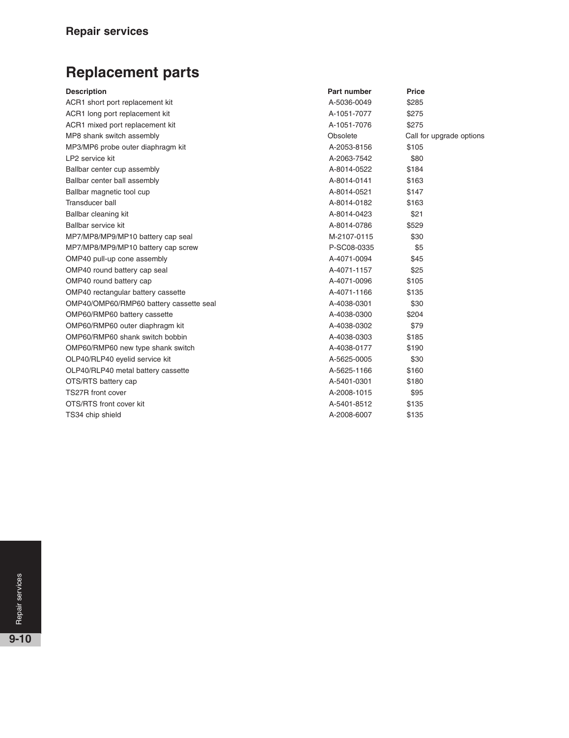## Replacement parts

| Description | Part number | Price |
|---|---|---|
| ACR1 short port replacement kit | A-5036-0049 | $285 |
| ACR1 long port replacement kit | A-1051-7077 | $275 |
| ACR1 mixed port replacement kit | A-1051-7076 | $275 |
| MP8 shank switch assembly | Obsolete | Call for upgrade options |
| MP3/MP6 probe outer diaphragm kit | A-2053-8156 | $105 |
| LP2 service kit | A-2063-7542 | $80 |
| Ballbar center cup assembly | A-8014-0522 | $184 |
| Ballbar center ball assembly | A-8014-0141 | $163 |
| Ballbar magnetic tool cup | A-8014-0521 | $147 |
| Transducer ball | A-8014-0182 | $163 |
| Ballbar cleaning kit | A-8014-0423 | $21 |
| Ballbar service kit | A-8014-0786 | $529 |
| MP7/MP8/MP9/MP10 battery cap seal | M-2107-0115 | $30 |
| MP7/MP8/MP9/MP10 battery cap screw | P-SC08-0335 | $5 |
| OMP40 pull-up cone assembly | A-4071-0094 | $45 |
| OMP40 round battery cap seal | A-4071-1157 | $25 |
| OMP40 round battery cap | A-4071-0096 | $105 |
| OMP40 rectangular battery cassette | A-4071-1166 | $135 |
| OMP40/OMP60/RMP60 battery cassette seal | A-4038-0301 | $30 |
| OMP60/RMP60 battery cassette | A-4038-0300 | $204 |
| OMP60/RMP60 outer diaphragm kit | A-4038-0302 | $79 |
| OMP60/RMP60 shank switch bobbin | A-4038-0303 | $185 |
| OMP60/RMP60 new type shank switch | A-4038-0177 | $190 |
| OLP40/RLP40 eyelid service kit | A-5625-0005 | $30 |
| OLP40/RLP40 metal battery cassette | A-5625-1166 | $160 |
| OTS/RTS battery cap | A-5401-0301 | $180 |
| TS27R front cover | A-2008-1015 | $95 |
| OTS/RTS front cover kit | A-5401-8512 | $135 |
| TS34 chip shield | A-2008-6007 | $135 |